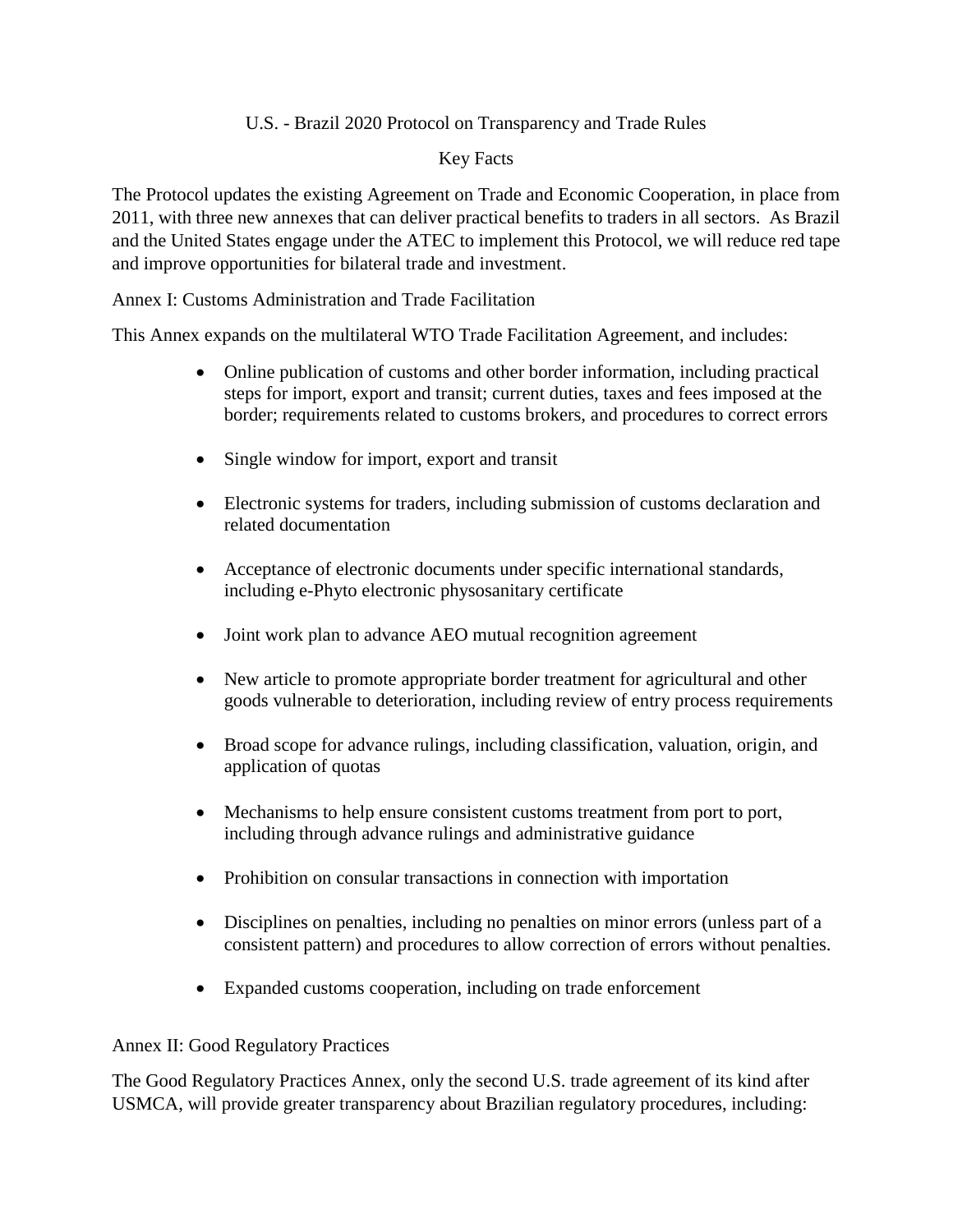# U.S. - Brazil 2020 Protocol on Transparency and Trade Rules

## Key Facts

The Protocol updates the existing Agreement on Trade and Economic Cooperation, in place from 2011, with three new annexes that can deliver practical benefits to traders in all sectors. As Brazil and the United States engage under the ATEC to implement this Protocol, we will reduce red tape and improve opportunities for bilateral trade and investment.

## Annex I: Customs Administration and Trade Facilitation

This Annex expands on the multilateral WTO Trade Facilitation Agreement, and includes:

- Online publication of customs and other border information, including practical steps for import, export and transit; current duties, taxes and fees imposed at the border; requirements related to customs brokers, and procedures to correct errors
- Single window for import, export and transit
- Electronic systems for traders, including submission of customs declaration and related documentation
- Acceptance of electronic documents under specific international standards, including e-Phyto electronic physosanitary certificate
- Joint work plan to advance AEO mutual recognition agreement
- New article to promote appropriate border treatment for agricultural and other goods vulnerable to deterioration, including review of entry process requirements
- Broad scope for advance rulings, including classification, valuation, origin, and application of quotas
- Mechanisms to help ensure consistent customs treatment from port to port, including through advance rulings and administrative guidance
- Prohibition on consular transactions in connection with importation
- Disciplines on penalties, including no penalties on minor errors (unless part of a consistent pattern) and procedures to allow correction of errors without penalties.
- Expanded customs cooperation, including on trade enforcement

## Annex II: Good Regulatory Practices

The Good Regulatory Practices Annex, only the second U.S. trade agreement of its kind after USMCA, will provide greater transparency about Brazilian regulatory procedures, including: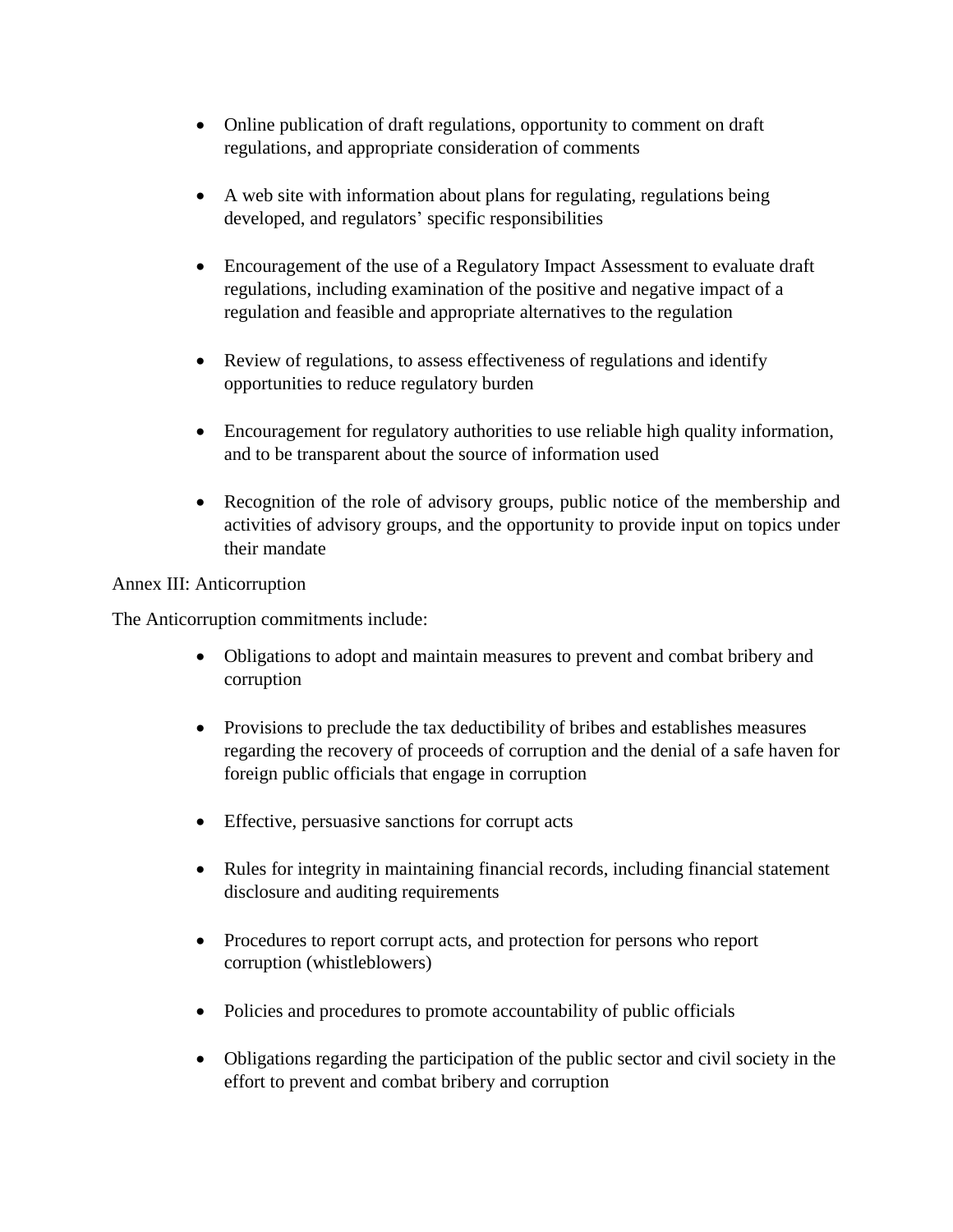- Online publication of draft regulations, opportunity to comment on draft regulations, and appropriate consideration of comments

- A web site with information about plans for regulating, regulations being developed, and regulators' specific responsibilities

- Encouragement of the use of a Regulatory Impact Assessment to evaluate draft regulations, including examination of the positive and negative impact of a regulation and feasible and appropriate alternatives to the regulation

- Review of regulations, to assess effectiveness of regulations and identify opportunities to reduce regulatory burden

- Encouragement for regulatory authorities to use reliable high quality information, and to be transparent about the source of information used

- Recognition of the role of advisory groups, public notice of the membership and activities of advisory groups, and the opportunity to provide input on topics under their mandate

Annex III: Anticorruption

The Anticorruption commitments include:

- Obligations to adopt and maintain measures to prevent and combat bribery and corruption

- Provisions to preclude the tax deductibility of bribes and establishes measures regarding the recovery of proceeds of corruption and the denial of a safe haven for foreign public officials that engage in corruption

- Effective, persuasive sanctions for corrupt acts

- Rules for integrity in maintaining financial records, including financial statement disclosure and auditing requirements

- Procedures to report corrupt acts, and protection for persons who report corruption (whistleblowers)

- Policies and procedures to promote accountability of public officials

- Obligations regarding the participation of the public sector and civil society in the effort to prevent and combat bribery and corruption